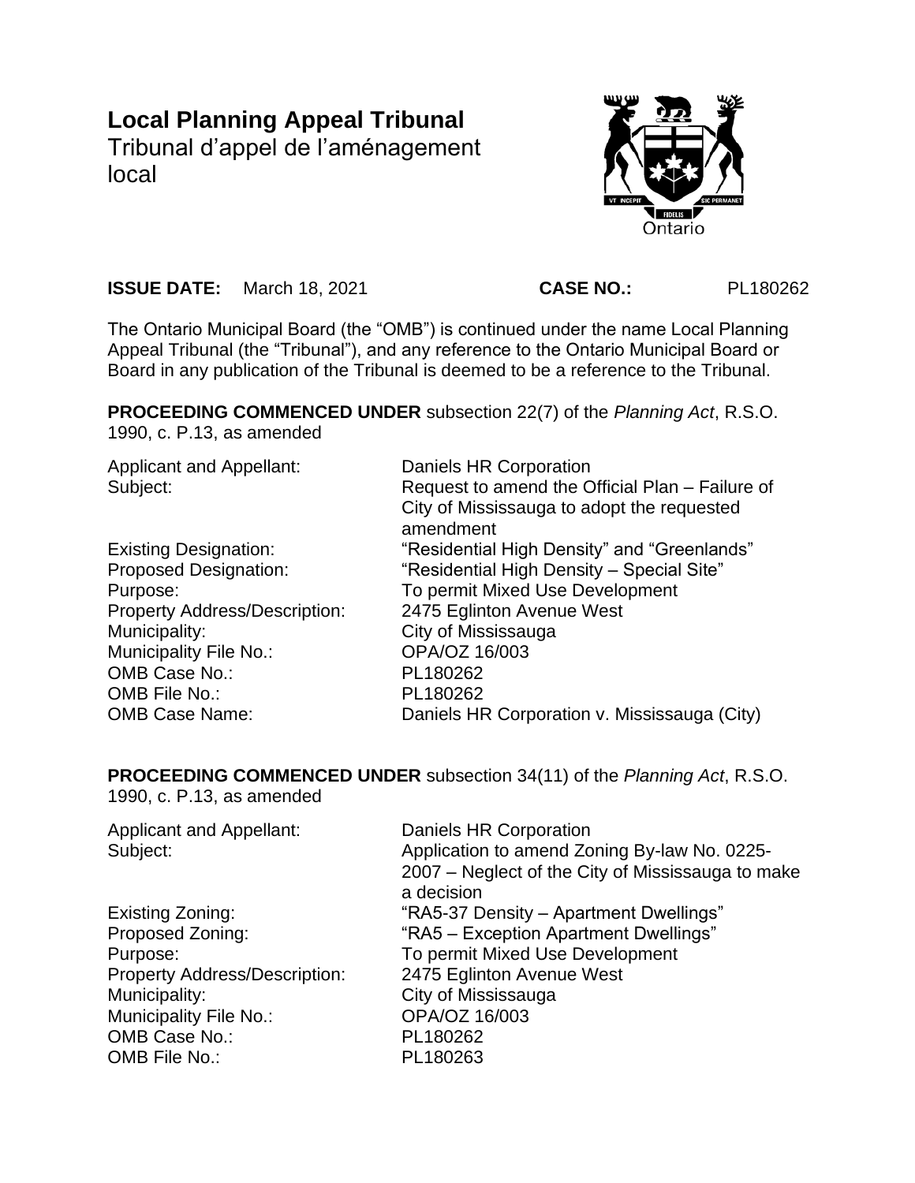# Local Planning Appeal Tribunal

Tribunal d'appel de l'aménagement local

**ISSUE DATE:** March 18, 2021 **CASE NO.:** PL180262

The Ontario Municipal Board (the "OMB") is continued under the name Local Planning Appeal Tribunal (the "Tribunal"), and any reference to the Ontario Municipal Board or Board in any publication of the Tribunal is deemed to be a reference to the Tribunal.

**PROCEEDING COMMENCED UNDER** subsection 22(7) of the *Planning Act*, R.S.O. 1990, c. P.13, as amended

| | |
|---|---|
| Applicant and Appellant: | Daniels HR Corporation |
| Subject: | Request to amend the Official Plan – Failure of City of Mississauga to adopt the requested amendment |
| Existing Designation: | "Residential High Density" and "Greenlands" |
| Proposed Designation: | "Residential High Density – Special Site" |
| Purpose: | To permit Mixed Use Development |
| Property Address/Description: | 2475 Eglinton Avenue West |
| Municipality: | City of Mississauga |
| Municipality File No.: | OPA/OZ 16/003 |
| OMB Case No.: | PL180262 |
| OMB File No.: | PL180262 |
| OMB Case Name: | Daniels HR Corporation v. Mississauga (City) |

**PROCEEDING COMMENCED UNDER** subsection 34(11) of the *Planning Act*, R.S.O. 1990, c. P.13, as amended

| | |
|---|---|
| Applicant and Appellant: | Daniels HR Corporation |
| Subject: | Application to amend Zoning By-law No. 0225-2007 – Neglect of the City of Mississauga to make a decision |
| Existing Zoning: | "RA5-37 Density – Apartment Dwellings" |
| Proposed Zoning: | "RA5 – Exception Apartment Dwellings" |
| Purpose: | To permit Mixed Use Development |
| Property Address/Description: | 2475 Eglinton Avenue West |
| Municipality: | City of Mississauga |
| Municipality File No.: | OPA/OZ 16/003 |
| OMB Case No.: | PL180262 |
| OMB File No.: | PL180263 |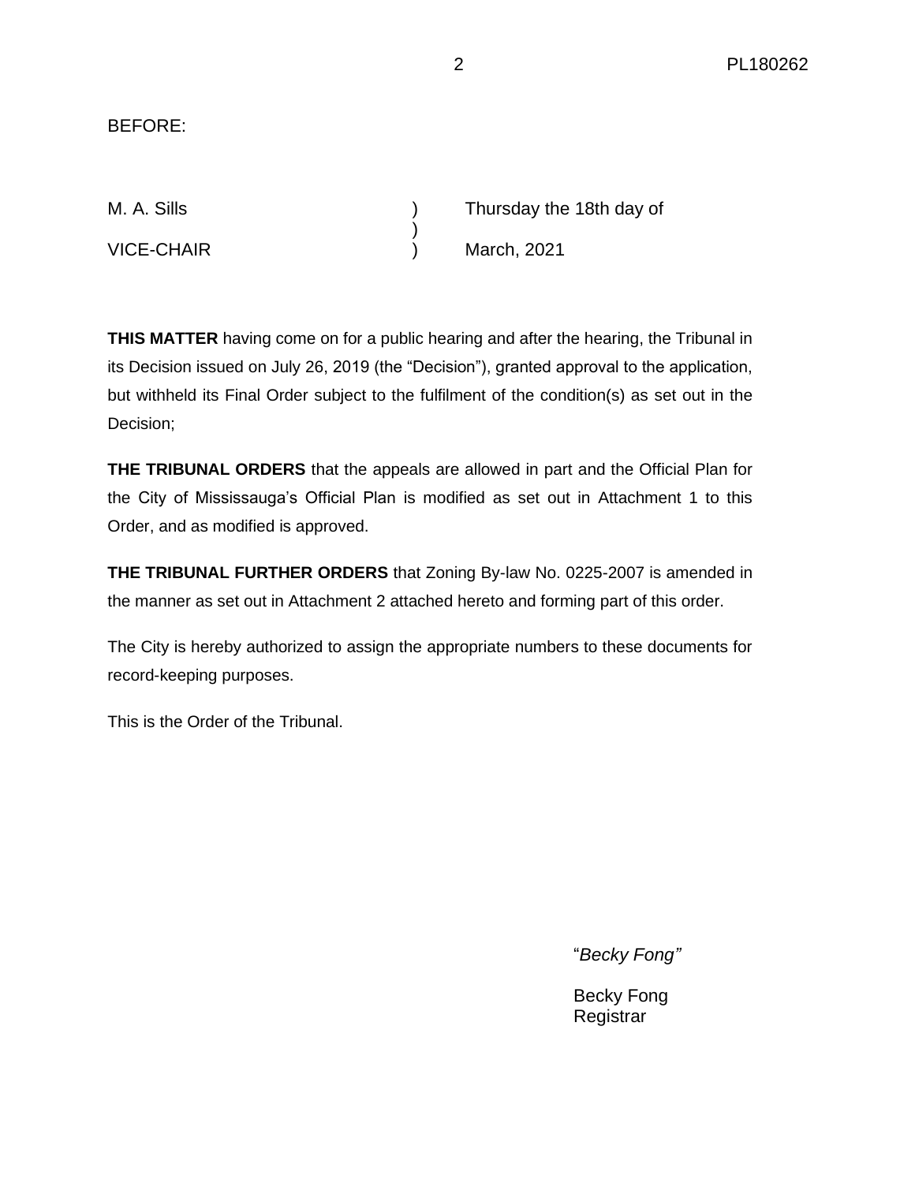BEFORE:

| | | |
|---|---|---|
| M. A. Sills | ) | Thursday the 18th day of |
| | ) | |
| VICE-CHAIR | ) | March, 2021 |

**THIS MATTER** having come on for a public hearing and after the hearing, the Tribunal in its Decision issued on July 26, 2019 (the "Decision"), granted approval to the application, but withheld its Final Order subject to the fulfilment of the condition(s) as set out in the Decision;

**THE TRIBUNAL ORDERS** that the appeals are allowed in part and the Official Plan for the City of Mississauga's Official Plan is modified as set out in Attachment 1 to this Order, and as modified is approved.

**THE TRIBUNAL FURTHER ORDERS** that Zoning By-law No. 0225-2007 is amended in the manner as set out in Attachment 2 attached hereto and forming part of this order.

The City is hereby authorized to assign the appropriate numbers to these documents for record-keeping purposes.

This is the Order of the Tribunal.

"*Becky Fong"*

Becky Fong
Registrar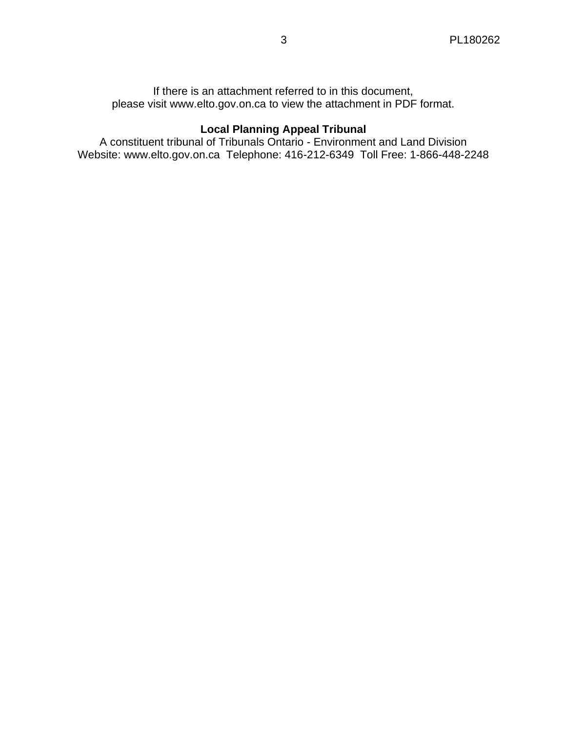If there is an attachment referred to in this document,
please visit www.elto.gov.on.ca to view the attachment in PDF format.

**Local Planning Appeal Tribunal**
A constituent tribunal of Tribunals Ontario - Environment and Land Division
Website: www.elto.gov.on.ca  Telephone: 416-212-6349  Toll Free: 1-866-448-2248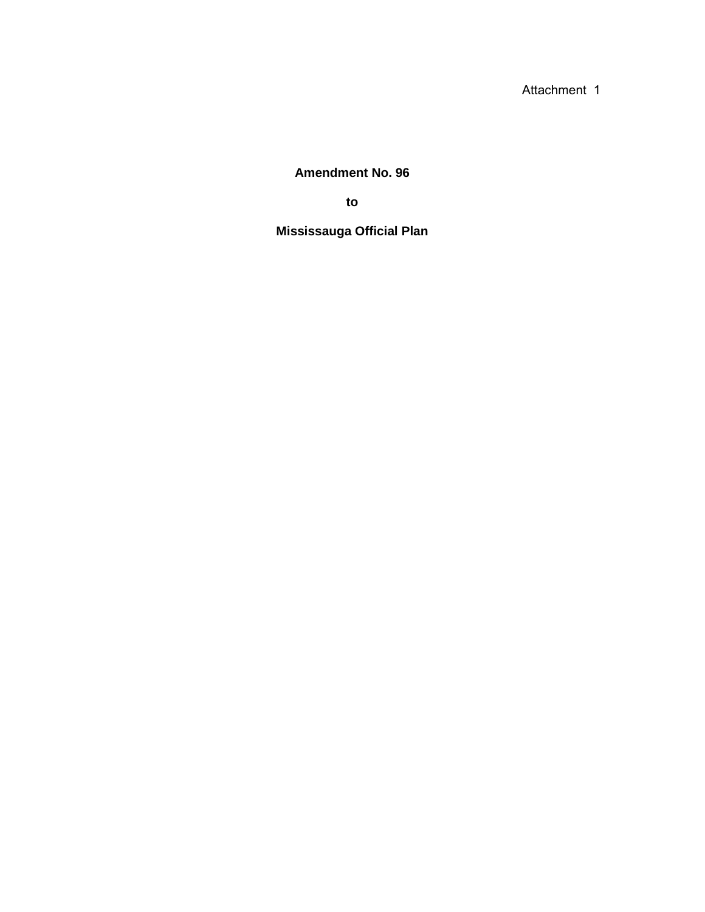Attachment 1

**Amendment No. 96**

**to**

**Mississauga Official Plan**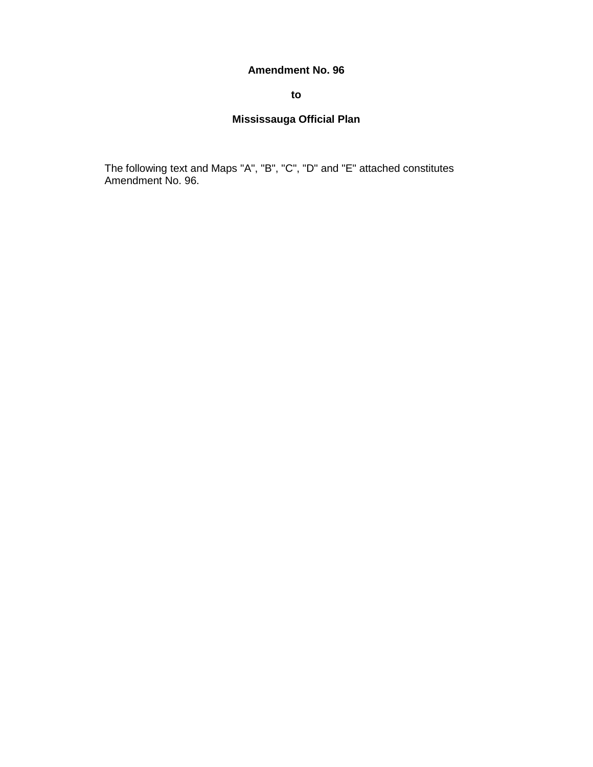**Amendment No. 96**

**to**

**Mississauga Official Plan**

The following text and Maps "A", "B", "C", "D" and "E" attached constitutes Amendment No. 96.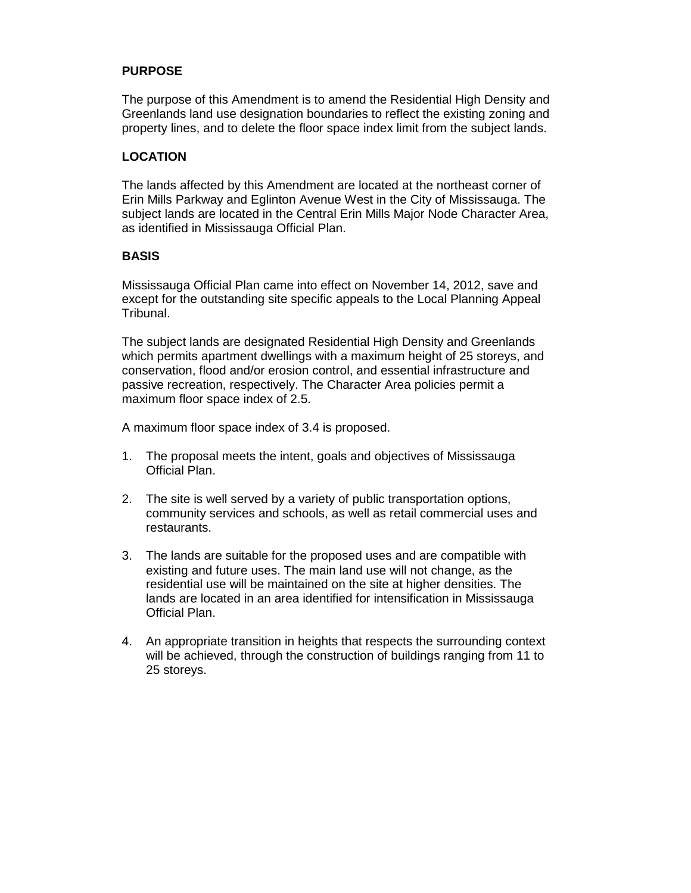**PURPOSE**

The purpose of this Amendment is to amend the Residential High Density and Greenlands land use designation boundaries to reflect the existing zoning and property lines, and to delete the floor space index limit from the subject lands.

**LOCATION**

The lands affected by this Amendment are located at the northeast corner of Erin Mills Parkway and Eglinton Avenue West in the City of Mississauga. The subject lands are located in the Central Erin Mills Major Node Character Area, as identified in Mississauga Official Plan.

**BASIS**

Mississauga Official Plan came into effect on November 14, 2012, save and except for the outstanding site specific appeals to the Local Planning Appeal Tribunal.

The subject lands are designated Residential High Density and Greenlands which permits apartment dwellings with a maximum height of 25 storeys, and conservation, flood and/or erosion control, and essential infrastructure and passive recreation, respectively. The Character Area policies permit a maximum floor space index of 2.5.

A maximum floor space index of 3.4 is proposed.

1. The proposal meets the intent, goals and objectives of Mississauga Official Plan.

2. The site is well served by a variety of public transportation options, community services and schools, as well as retail commercial uses and restaurants.

3. The lands are suitable for the proposed uses and are compatible with existing and future uses. The main land use will not change, as the residential use will be maintained on the site at higher densities. The lands are located in an area identified for intensification in Mississauga Official Plan.

4. An appropriate transition in heights that respects the surrounding context will be achieved, through the construction of buildings ranging from 11 to 25 storeys.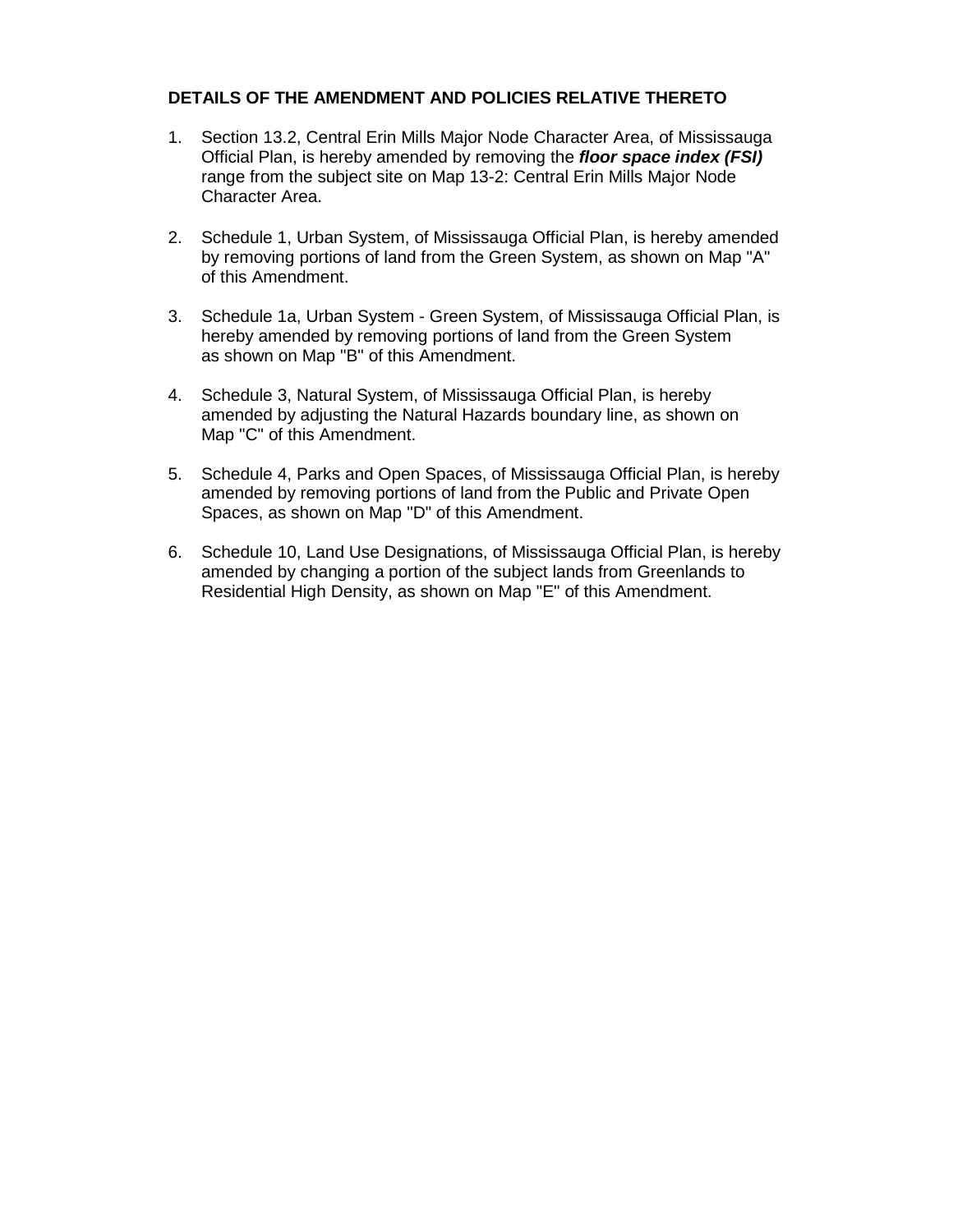**DETAILS OF THE AMENDMENT AND POLICIES RELATIVE THERETO**

1. Section 13.2, Central Erin Mills Major Node Character Area, of Mississauga Official Plan, is hereby amended by removing the ***floor space index (FSI)*** range from the subject site on Map 13-2: Central Erin Mills Major Node Character Area.

2. Schedule 1, Urban System, of Mississauga Official Plan, is hereby amended by removing portions of land from the Green System, as shown on Map "A" of this Amendment.

3. Schedule 1a, Urban System - Green System, of Mississauga Official Plan, is hereby amended by removing portions of land from the Green System as shown on Map "B" of this Amendment.

4. Schedule 3, Natural System, of Mississauga Official Plan, is hereby amended by adjusting the Natural Hazards boundary line, as shown on Map "C" of this Amendment.

5. Schedule 4, Parks and Open Spaces, of Mississauga Official Plan, is hereby amended by removing portions of land from the Public and Private Open Spaces, as shown on Map "D" of this Amendment.

6. Schedule 10, Land Use Designations, of Mississauga Official Plan, is hereby amended by changing a portion of the subject lands from Greenlands to Residential High Density, as shown on Map "E" of this Amendment.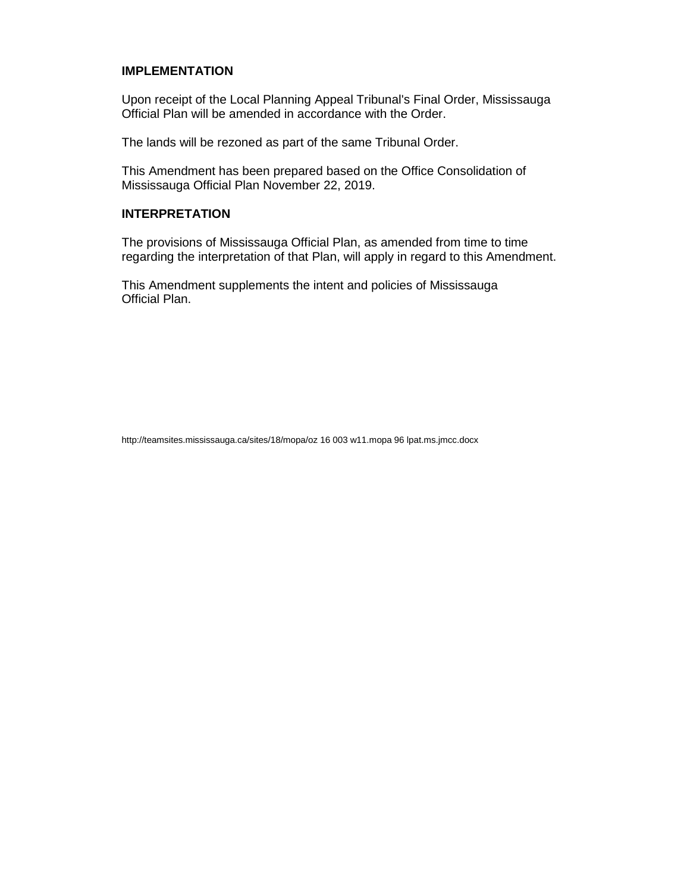**IMPLEMENTATION**

Upon receipt of the Local Planning Appeal Tribunal's Final Order, Mississauga Official Plan will be amended in accordance with the Order.

The lands will be rezoned as part of the same Tribunal Order.

This Amendment has been prepared based on the Office Consolidation of Mississauga Official Plan November 22, 2019.

**INTERPRETATION**

The provisions of Mississauga Official Plan, as amended from time to time regarding the interpretation of that Plan, will apply in regard to this Amendment.

This Amendment supplements the intent and policies of Mississauga Official Plan.

http://teamsites.mississauga.ca/sites/18/mopa/oz 16 003 w11.mopa 96 lpat.ms.jmcc.docx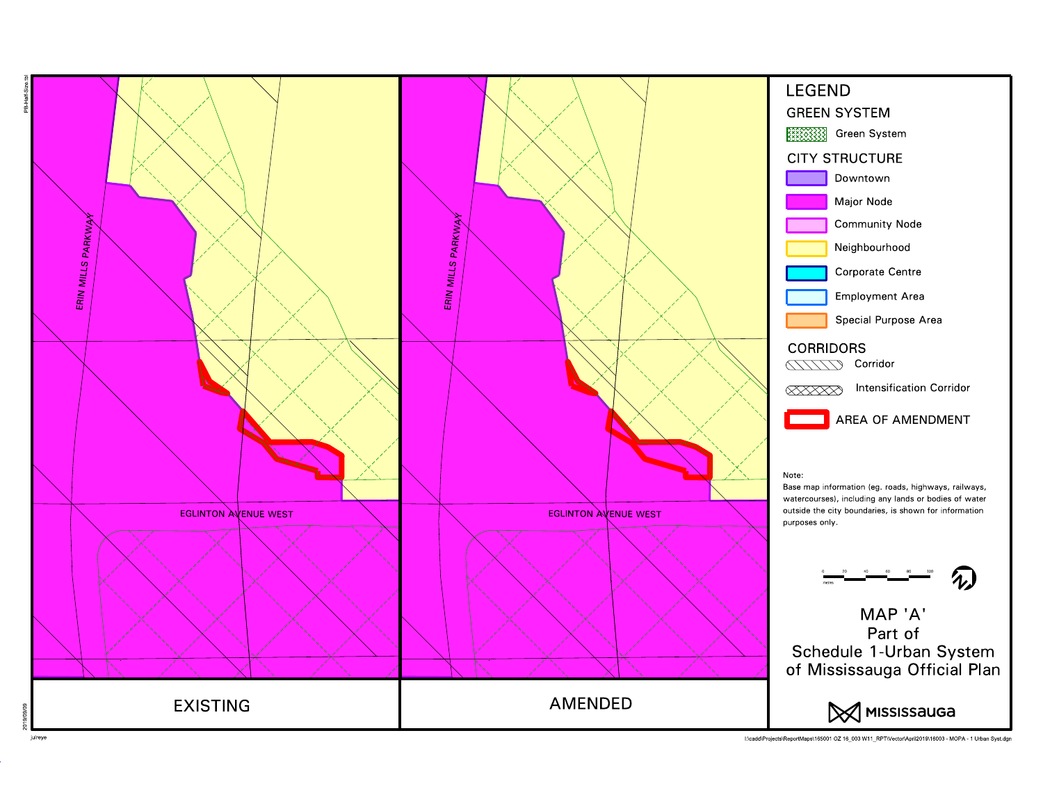ERIN MILLS PARKWAY

EGLINTON AVENUE WEST

EXISTING

ERIN MILLS PARKWAY

EGLINTON AVENUE WEST

AMENDED

# LEGEND

## GREEN SYSTEM

- Green System

## CITY STRUCTURE

- Downtown
- Major Node
- Community Node
- Neighbourhood
- Corporate Centre
- Employment Area
- Special Purpose Area

## CORRIDORS

- Corridor
- Intensification Corridor

AREA OF AMENDMENT

Note:
Base map information (eg. roads, highways, railways, watercourses), including any lands or bodies of water outside the city boundaries, is shown for information purposes only.

0 20 40 60 80 100
metres

MAP 'A'
Part of
Schedule 1-Urban System
of Mississauga Official Plan

MISSISSAUGA

PB-Half-Size.tbl

2019/05/09

juireye

I:\cadd\Projects\ReportMaps\165001 OZ 16_003 W11_RPT\Vector\April2019\16003 - MOPA - 1 Urban Syst.dgn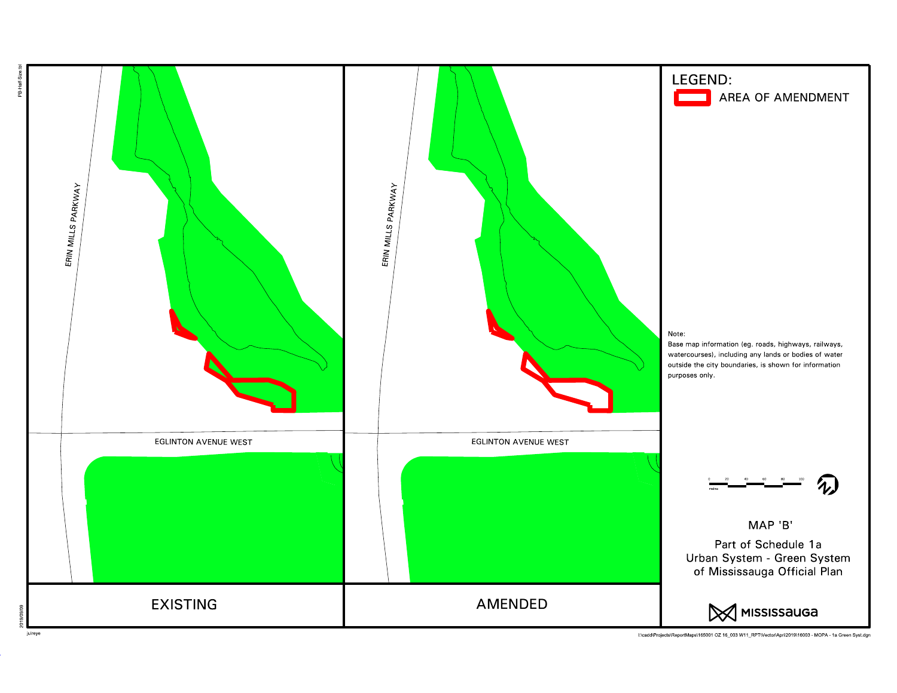ERIN MILLS PARKWAY

EGLINTON AVENUE WEST

**EXISTING**

ERIN MILLS PARKWAY

EGLINTON AVENUE WEST

**AMENDED**

## LEGEND:

AREA OF AMENDMENT

Note:
Base map information (eg. roads, highways, railways, watercourses), including any lands or bodies of water outside the city boundaries, is shown for information purposes only.

0 20 40 60 80 100
metres

MAP 'B'

Part of Schedule 1a
Urban System - Green System
of Mississauga Official Plan

MISSISSAUGA

PB-Half-Size.tbl

2019/05/09

julreye

I:\cadd\Projects\ReportMaps\165001 OZ 16_003 W11_RPT\Vector\April2019\16003 - MOPA - 1a Green Syst.dgn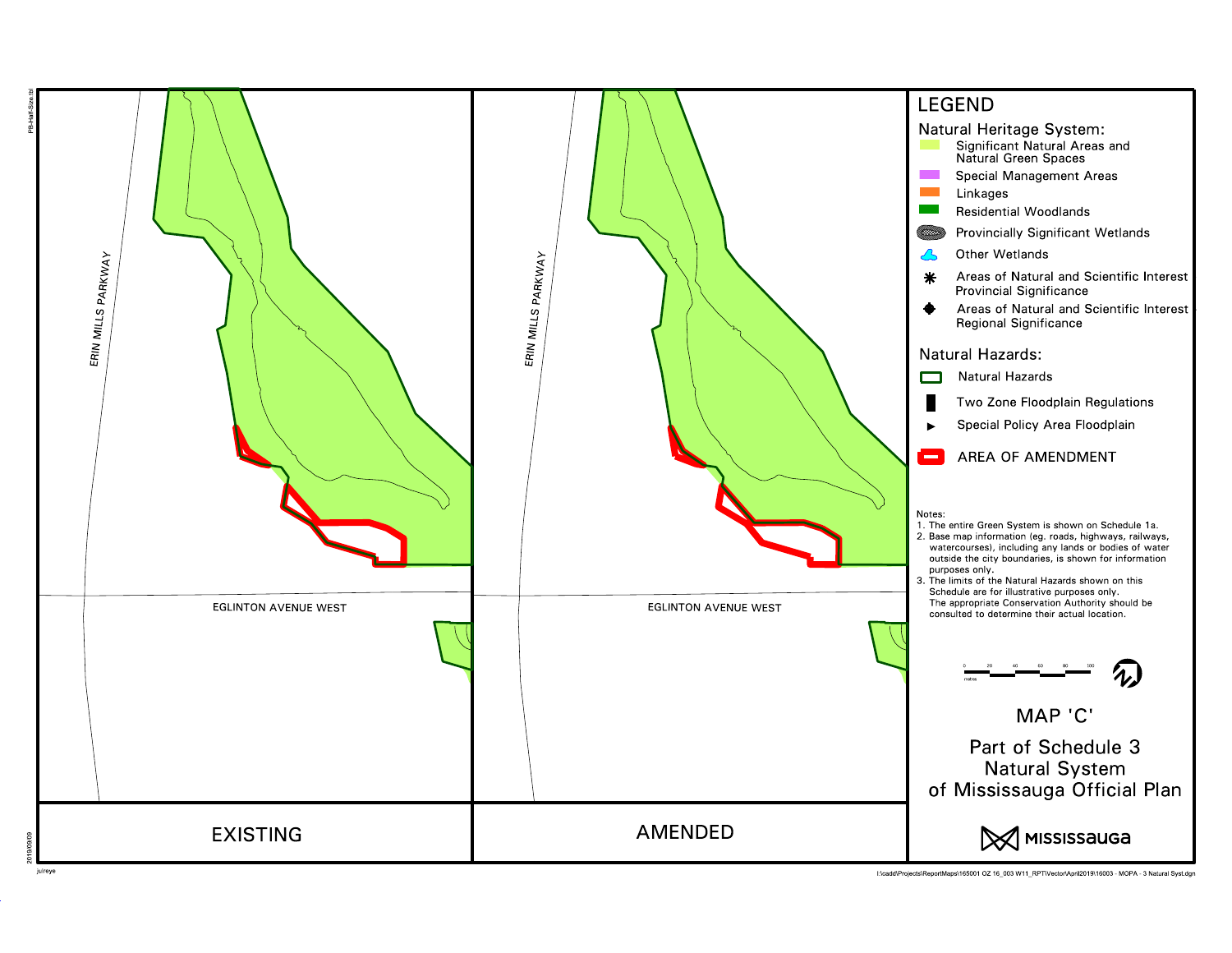ERIN MILLS PARKWAY

EGLINTON AVENUE WEST

**EXISTING**

ERIN MILLS PARKWAY

EGLINTON AVENUE WEST

**AMENDED**

# LEGEND

## Natural Heritage System:

- Significant Natural Areas and Natural Green Spaces
- Special Management Areas
- Linkages
- Residential Woodlands
- Provincially Significant Wetlands
- Other Wetlands
- Areas of Natural and Scientific Interest Provincial Significance
- Areas of Natural and Scientific Interest Regional Significance

## Natural Hazards:

- Natural Hazards
- Two Zone Floodplain Regulations
- Special Policy Area Floodplain
- AREA OF AMENDMENT

Notes:
1. The entire Green System is shown on Schedule 1a.
2. Base map information (eg. roads, highways, railways, watercourses), including any lands or bodies of water outside the city boundaries, is shown for information purposes only.
3. The limits of the Natural Hazards shown on this Schedule are for illustrative purposes only. The appropriate Conservation Authority should be consulted to determine their actual location.

0 20 40 60 80 100
metres

# MAP 'C'

## Part of Schedule 3 Natural System of Mississauga Official Plan

MISSISSAUGA

2019/09/09

I:\cadd\Projects\ReportMaps\165001 OZ 16_003 W11_RPT\Vector\April2019\16003 - MOPA - 3 Natural Syst.dgn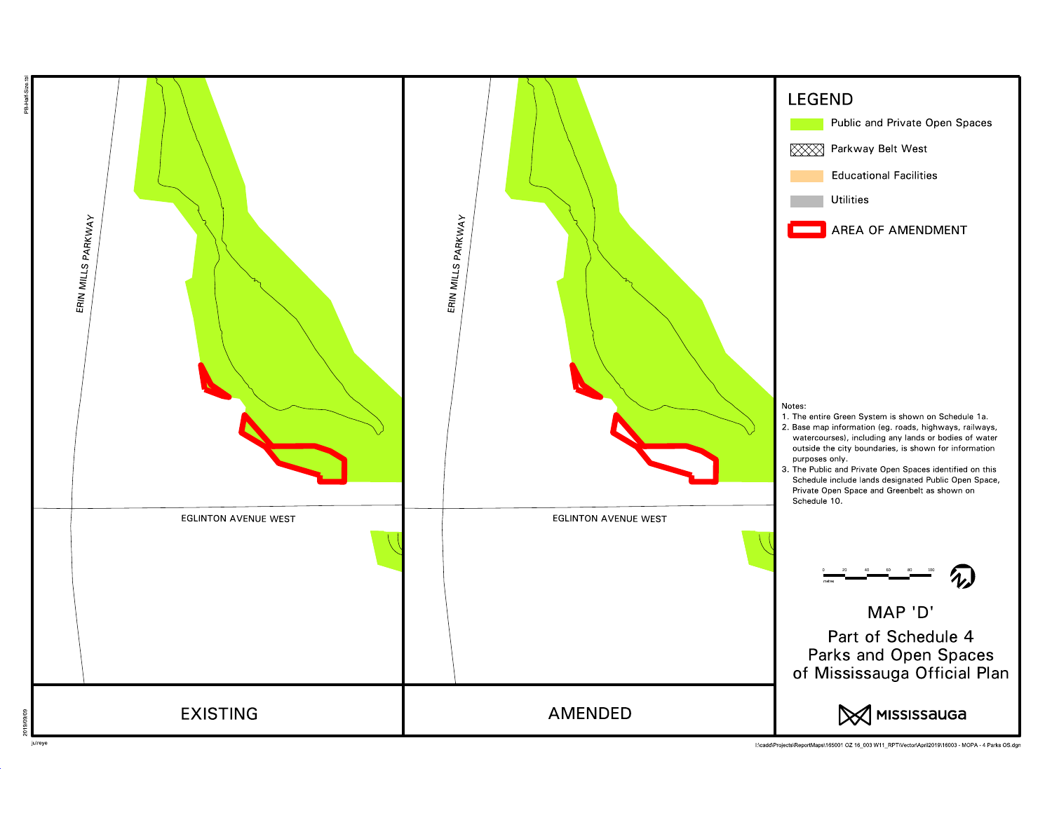ERIN MILLS PARKWAY

EGLINTON AVENUE WEST

**EXISTING**

ERIN MILLS PARKWAY

EGLINTON AVENUE WEST

**AMENDED**

# LEGEND

- Public and Private Open Spaces
- Parkway Belt West
- Educational Facilities
- Utilities
- AREA OF AMENDMENT

Notes:

1. The entire Green System is shown on Schedule 1a.
2. Base map information (eg. roads, highways, railways, watercourses), including any lands or bodies of water outside the city boundaries, is shown for information purposes only.
3. The Public and Private Open Spaces identified on this Schedule include lands designated Public Open Space, Private Open Space and Greenbelt as shown on Schedule 10.

0 20 40 60 80 100 metres

## MAP 'D'

## Part of Schedule 4 Parks and Open Spaces of Mississauga Official Plan

MISSISSAUGA

2019/09/09

I:\cadd\Projects\ReportMaps\165001 OZ 16_003 W11_RPT\Vector\April2019\16003 - MOPA - 4 Parks OS.dgn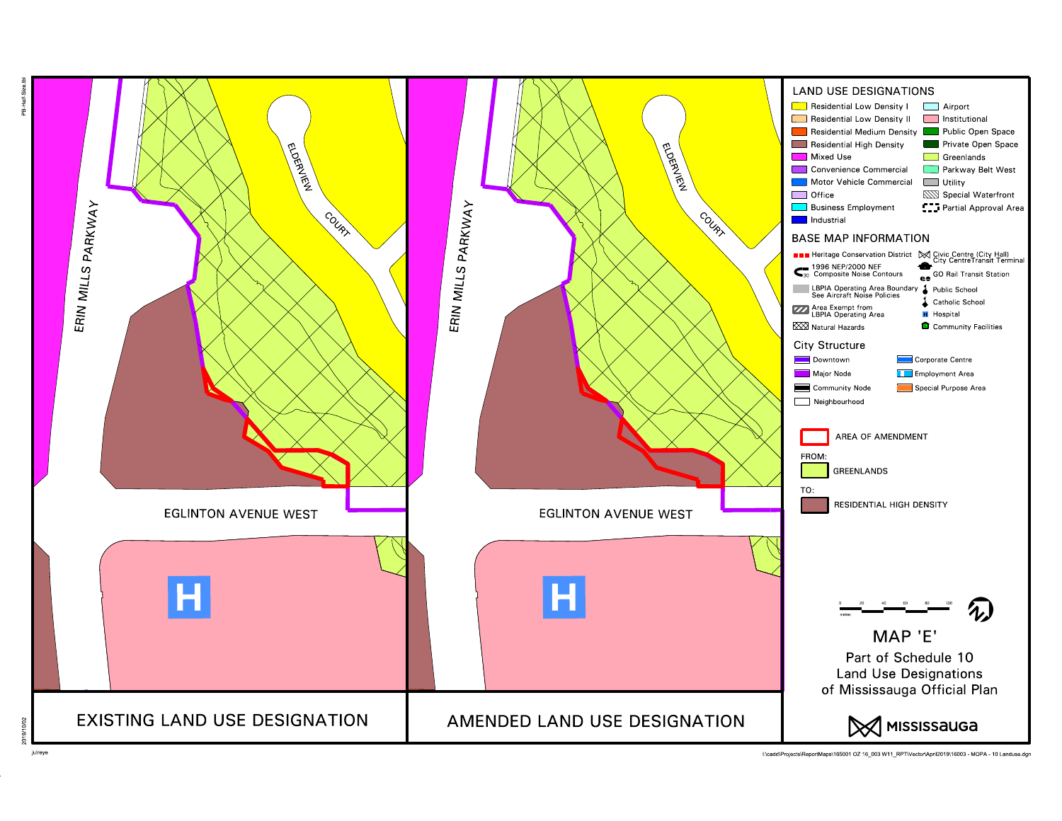ERIN MILLS PARKWAY

ELDERVIEW COURT

EGLINTON AVENUE WEST

H

EXISTING LAND USE DESIGNATION

AMENDED LAND USE DESIGNATION

## LAND USE DESIGNATIONS

- Residential Low Density I
- Residential Low Density II
- Residential Medium Density
- Residential High Density
- Mixed Use
- Convenience Commercial
- Motor Vehicle Commercial
- Office
- Business Employment
- Industrial
- Airport
- Institutional
- Public Open Space
- Private Open Space
- Greenlands
- Parkway Belt West
- Utility
- Special Waterfront
- Partial Approval Area

## BASE MAP INFORMATION

- Heritage Conservation District
- 1996 NEP/2000 NEF Composite Noise Contours
- LBPIA Operating Area Boundary See Aircraft Noise Policies
- Area Exempt from LBPIA Operating Area
- Natural Hazards
- Civic Centre (City Hall) City Centre Transit Terminal
- GO Rail Transit Station
- Public School
- Catholic School
- Hospital
- Community Facilities

## City Structure

- Downtown
- Major Node
- Community Node
- Neighbourhood
- Corporate Centre
- Employment Area
- Special Purpose Area

AREA OF AMENDMENT

FROM:
GREENLANDS

TO:
RESIDENTIAL HIGH DENSITY

0 20 40 60 80 100
metres

# MAP 'E'

Part of Schedule 10
Land Use Designations
of Mississauga Official Plan

MISSISSAUGA

2019/10/02

I:\cadd\Projects\ReportMaps\165001 OZ 16_003 W11_RPT\Vector\April2019\16003 - MOPA - 10 Landuse.dgn